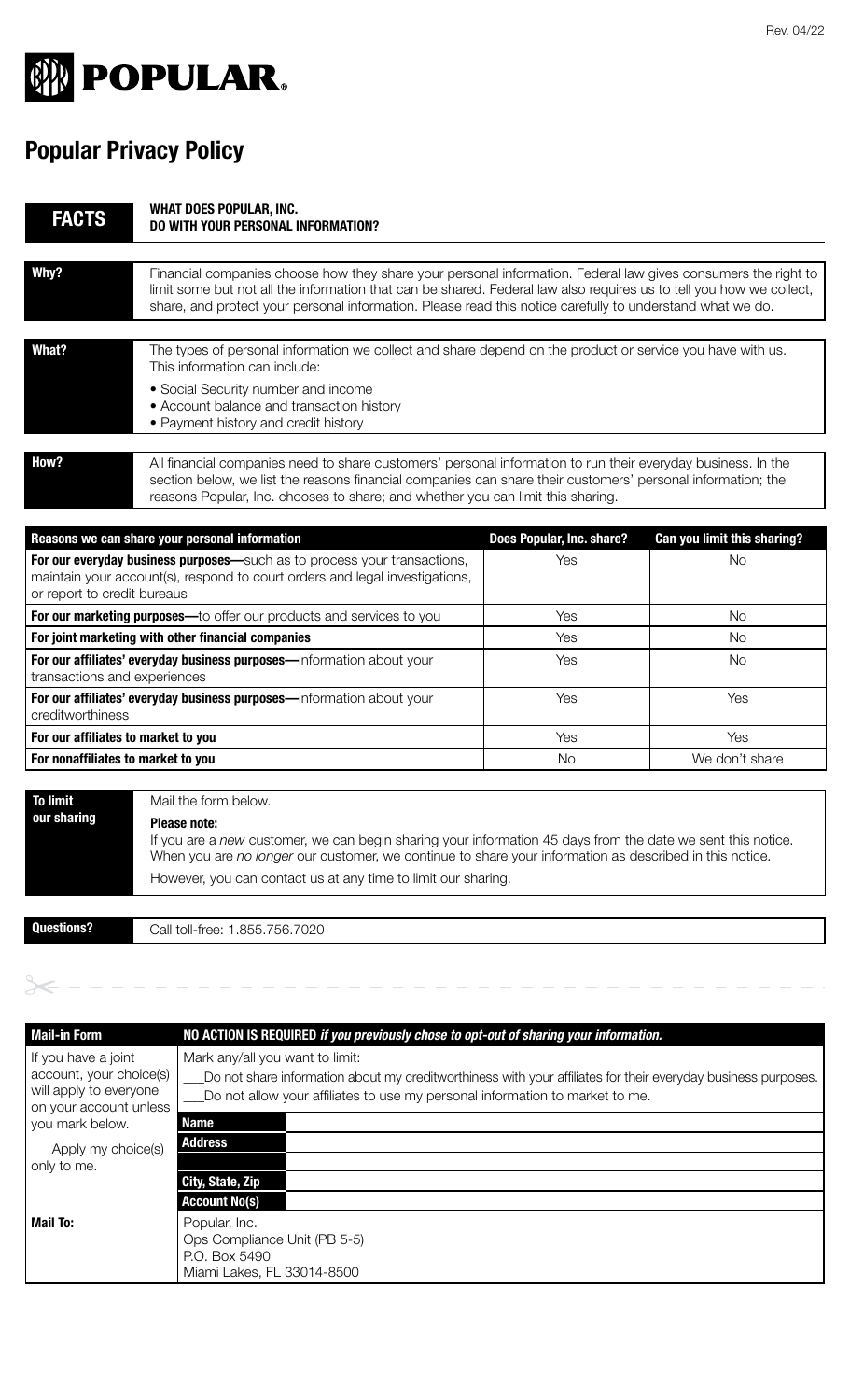Rev. 04/22

# POPULAR

## Popular Privacy Policy

| **FACTS** | **WHAT DOES POPULAR, INC. DO WITH YOUR PERSONAL INFORMATION?** |
|---|---|
| **Why?** | Financial companies choose how they share your personal information. Federal law gives consumers the right to limit some but not all the information that can be shared. Federal law also requires us to tell you how we collect, share, and protect your personal information. Please read this notice carefully to understand what we do. |
| **What?** | The types of personal information we collect and share depend on the product or service you have with us. This information can include:<br>• Social Security number and income<br>• Account balance and transaction history<br>• Payment history and credit history |
| **How?** | All financial companies need to share customers' personal information to run their everyday business. In the section below, we list the reasons financial companies can share their customers' personal information; the reasons Popular, Inc. chooses to share; and whether you can limit this sharing. |

| Reasons we can share your personal information | Does Popular, Inc. share? | Can you limit this sharing? |
|---|---|---|
| **For our everyday business purposes—**such as to process your transactions, maintain your account(s), respond to court orders and legal investigations, or report to credit bureaus | Yes | No |
| **For our marketing purposes—**to offer our products and services to you | Yes | No |
| **For joint marketing with other financial companies** | Yes | No |
| **For our affiliates' everyday business purposes—**information about your transactions and experiences | Yes | No |
| **For our affiliates' everyday business purposes—**information about your creditworthiness | Yes | Yes |
| **For our affiliates to market to you** | Yes | Yes |
| **For nonaffiliates to market to you** | No | We don't share |

| **To limit our sharing** | Mail the form below.<br>**Please note:**<br>If you are a *new* customer, we can begin sharing your information 45 days from the date we sent this notice. When you are *no longer* our customer, we continue to share your information as described in this notice.<br>However, you can contact us at any time to limit our sharing. |
|---|---|
| **Questions?** | Call toll-free: 1.855.756.7020 |

| **Mail-in Form** | **NO ACTION IS REQUIRED** ***if you previously chose to opt-out of sharing your information.*** | |
|---|---|---|
| If you have a joint account, your choice(s) will apply to everyone on your account unless you mark below.<br><br>___Apply my choice(s) only to me. | Mark any/all you want to limit:<br>___Do not share information about my creditworthiness with your affiliates for their everyday business purposes.<br>___Do not allow your affiliates to use my personal information to market to me. | |
| | **Name** | |
| | **Address** | |
| | | |
| | **City, State, Zip** | |
| | **Account No(s)** | |
| **Mail To:** | Popular, Inc.<br>Ops Compliance Unit (PB 5-5)<br>P.O. Box 5490<br>Miami Lakes, FL 33014-8500 | |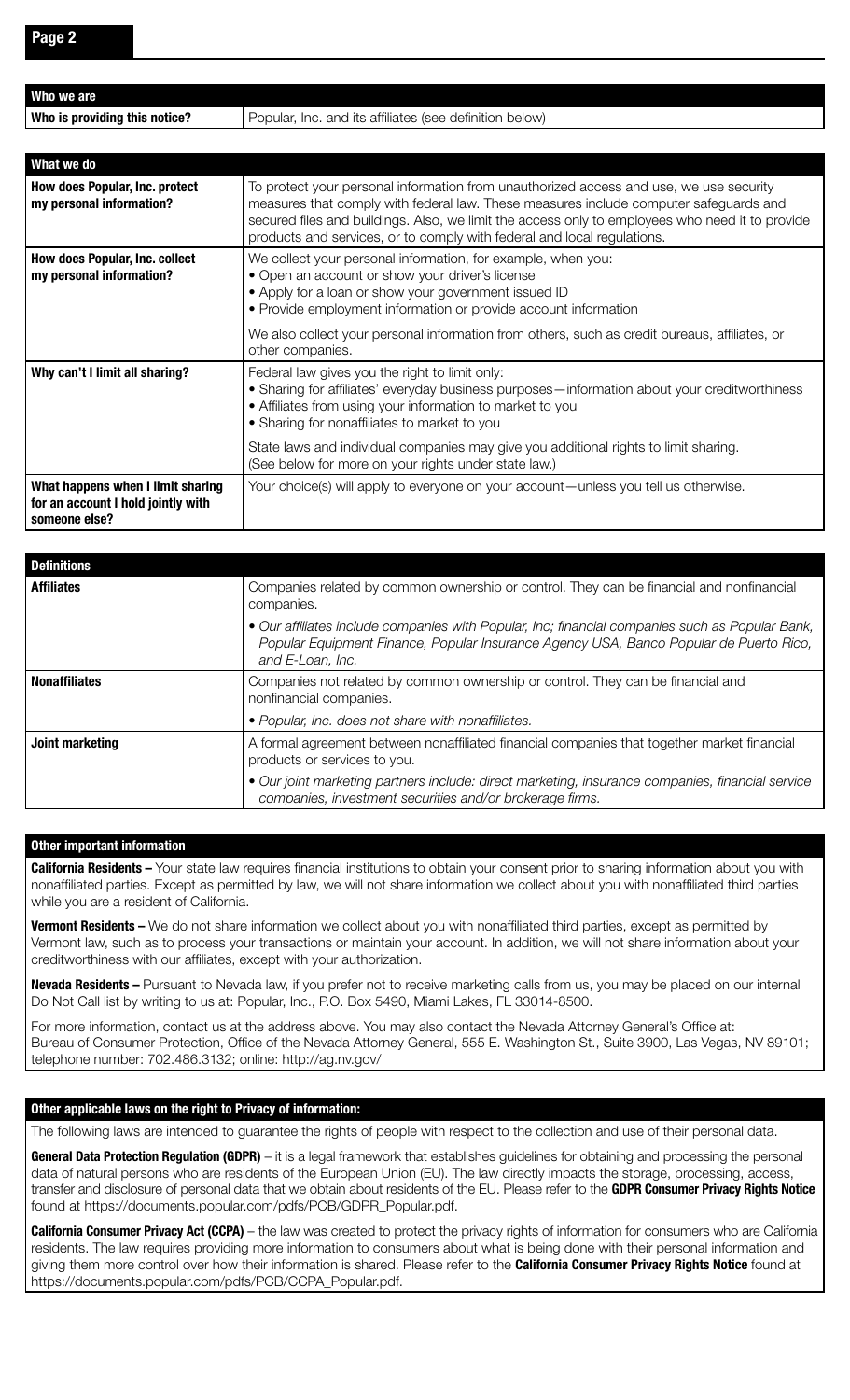| Who we are | |
|---|---|
| **Who is providing this notice?** | Popular, Inc. and its affiliates (see definition below) |

| What we do | |
|---|---|
| **How does Popular, Inc. protect my personal information?** | To protect your personal information from unauthorized access and use, we use security measures that comply with federal law. These measures include computer safeguards and secured files and buildings. Also, we limit the access only to employees who need it to provide products and services, or to comply with federal and local regulations. |
| **How does Popular, Inc. collect my personal information?** | We collect your personal information, for example, when you: • Open an account or show your driver's license • Apply for a loan or show your government issued ID • Provide employment information or provide account information<br><br>We also collect your personal information from others, such as credit bureaus, affiliates, or other companies. |
| **Why can't I limit all sharing?** | Federal law gives you the right to limit only: • Sharing for affiliates' everyday business purposes—information about your creditworthiness • Affiliates from using your information to market to you • Sharing for nonaffiliates to market to you<br><br>State laws and individual companies may give you additional rights to limit sharing. (See below for more on your rights under state law.) |
| **What happens when I limit sharing for an account I hold jointly with someone else?** | Your choice(s) will apply to everyone on your account—unless you tell us otherwise. |

| Definitions | |
|---|---|
| **Affiliates** | Companies related by common ownership or control. They can be financial and nonfinancial companies.<br><br>• *Our affiliates include companies with Popular, Inc; financial companies such as Popular Bank, Popular Equipment Finance, Popular Insurance Agency USA, Banco Popular de Puerto Rico, and E-Loan, Inc.* |
| **Nonaffiliates** | Companies not related by common ownership or control. They can be financial and nonfinancial companies.<br><br>• *Popular, Inc. does not share with nonaffiliates.* |
| **Joint marketing** | A formal agreement between nonaffiliated financial companies that together market financial products or services to you.<br><br>• *Our joint marketing partners include: direct marketing, insurance companies, financial service companies, investment securities and/or brokerage firms.* |

## Other important information

**California Residents –** Your state law requires financial institutions to obtain your consent prior to sharing information about you with nonaffiliated parties. Except as permitted by law, we will not share information we collect about you with nonaffiliated third parties while you are a resident of California.

**Vermont Residents –** We do not share information we collect about you with nonaffiliated third parties, except as permitted by Vermont law, such as to process your transactions or maintain your account. In addition, we will not share information about your creditworthiness with our affiliates, except with your authorization.

**Nevada Residents –** Pursuant to Nevada law, if you prefer not to receive marketing calls from us, you may be placed on our internal Do Not Call list by writing to us at: Popular, Inc., P.O. Box 5490, Miami Lakes, FL 33014-8500.

For more information, contact us at the address above. You may also contact the Nevada Attorney General's Office at: Bureau of Consumer Protection, Office of the Nevada Attorney General, 555 E. Washington St., Suite 3900, Las Vegas, NV 89101; telephone number: 702.486.3132; online: http://ag.nv.gov/

## Other applicable laws on the right to Privacy of information:

The following laws are intended to guarantee the rights of people with respect to the collection and use of their personal data.

**General Data Protection Regulation (GDPR)** – it is a legal framework that establishes guidelines for obtaining and processing the personal data of natural persons who are residents of the European Union (EU). The law directly impacts the storage, processing, access, transfer and disclosure of personal data that we obtain about residents of the EU. Please refer to the **GDPR Consumer Privacy Rights Notice** found at https://documents.popular.com/pdfs/PCB/GDPR_Popular.pdf.

**California Consumer Privacy Act (CCPA)** – the law was created to protect the privacy rights of information for consumers who are California residents. The law requires providing more information to consumers about what is being done with their personal information and giving them more control over how their information is shared. Please refer to the **California Consumer Privacy Rights Notice** found at https://documents.popular.com/pdfs/PCB/CCPA_Popular.pdf.